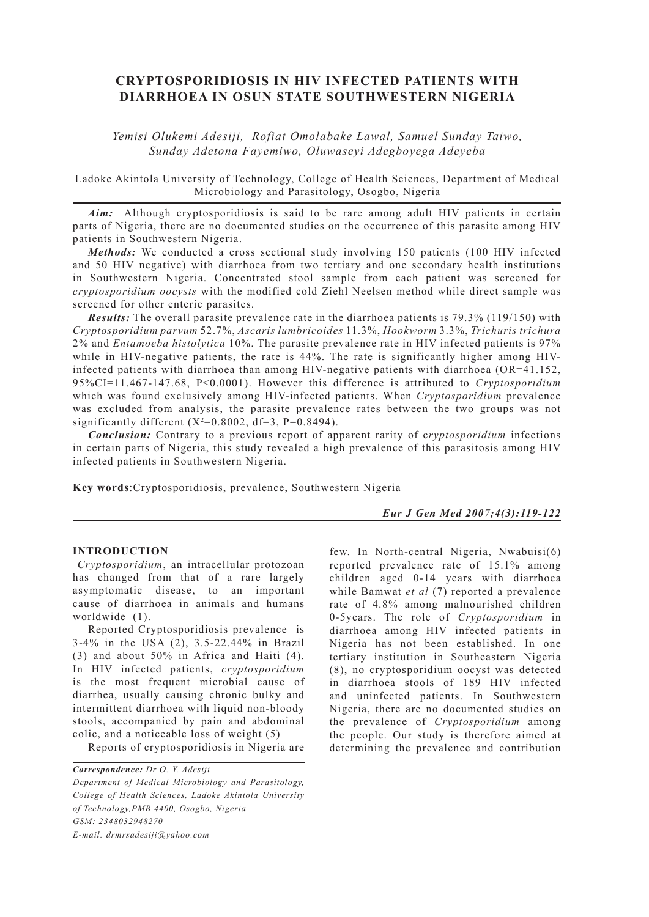# CRYPTOSPORIDIOSIS IN HIV INFECTED PATIENTS WITH DIARRHOEA IN OSUN STATE SOUTHWESTERN NIGERIA

*Yemisi Olukemi Adesiji, Rofiat Omolabake Lawal, Samuel Sunday Taiwo, Sunday Adetona Fayemiwo, Oluwaseyi Adegboyega Adeyeba*

Ladoke Akintola University of Technology, College of Health Sciences, Department of Medical Microbiology and Parasitology, Osogbo, Nigeria

***Aim:*** Although cryptosporidiosis is said to be rare among adult HIV patients in certain parts of Nigeria, there are no documented studies on the occurrence of this parasite among HIV patients in Southwestern Nigeria.

***Methods:*** We conducted a cross sectional study involving 150 patients (100 HIV infected and 50 HIV negative) with diarrhoea from two tertiary and one secondary health institutions in Southwestern Nigeria. Concentrated stool sample from each patient was screened for *cryptosporidium oocysts* with the modified cold Ziehl Neelsen method while direct sample was screened for other enteric parasites.

***Results:*** The overall parasite prevalence rate in the diarrhoea patients is 79.3% (119/150) with *Cryptosporidium parvum* 52.7%, *Ascaris lumbricoides* 11.3%, *Hookworm* 3.3%, *Trichuris trichura* 2% and *Entamoeba histolytica* 10%. The parasite prevalence rate in HIV infected patients is 97% while in HIV-negative patients, the rate is 44%. The rate is significantly higher among HIV-infected patients with diarrhoea than among HIV-negative patients with diarrhoea (OR=41.152, 95%CI=11.467-147.68, P<0.0001). However this difference is attributed to *Cryptosporidium* which was found exclusively among HIV-infected patients. When *Cryptosporidium* prevalence was excluded from analysis, the parasite prevalence rates between the two groups was not significantly different ($X^2$=0.8002, df=3, P=0.8494).

***Conclusion:*** Contrary to a previous report of apparent rarity of c*ryptosporidium* infections in certain parts of Nigeria, this study revealed a high prevalence of this parasitosis among HIV infected patients in Southwestern Nigeria.

**Key words**:Cryptosporidiosis, prevalence, Southwestern Nigeria

***Eur J Gen Med 2007;4(3):119-122***

## INTRODUCTION

*Cryptosporidium*, an intracellular protozoan has changed from that of a rare largely asymptomatic disease, to an important cause of diarrhoea in animals and humans worldwide (1).

Reported Cryptosporidiosis prevalence is 3-4% in the USA (2), 3.5-22.44% in Brazil (3) and about 50% in Africa and Haiti (4). In HIV infected patients, *cryptosporidium* is the most frequent microbial cause of diarrhea, usually causing chronic bulky and intermittent diarrhoea with liquid non-bloody stools, accompanied by pain and abdominal colic, and a noticeable loss of weight (5)

Reports of cryptosporidiosis in Nigeria are few. In North-central Nigeria, Nwabuisi(6) reported prevalence rate of 15.1% among children aged 0-14 years with diarrhoea while Bamwat *et al* (7) reported a prevalence rate of 4.8% among malnourished children 0-5years. The role of *Cryptosporidium* in diarrhoea among HIV infected patients in Nigeria has not been established. In one tertiary institution in Southeastern Nigeria (8), no cryptosporidium oocyst was detected in diarrhoea stools of 189 HIV infected and uninfected patients. In Southwestern Nigeria, there are no documented studies on the prevalence of *Cryptosporidium* among the people. Our study is therefore aimed at determining the prevalence and contribution

*Correspondence: Dr O. Y. Adesiji*
*Department of Medical Microbiology and Parasitology, College of Health Sciences, Ladoke Akintola University of Technology,PMB 4400, Osogbo, Nigeria*
*GSM: 2348032948270*
*E-mail: drmrsadesiji@yahoo.com*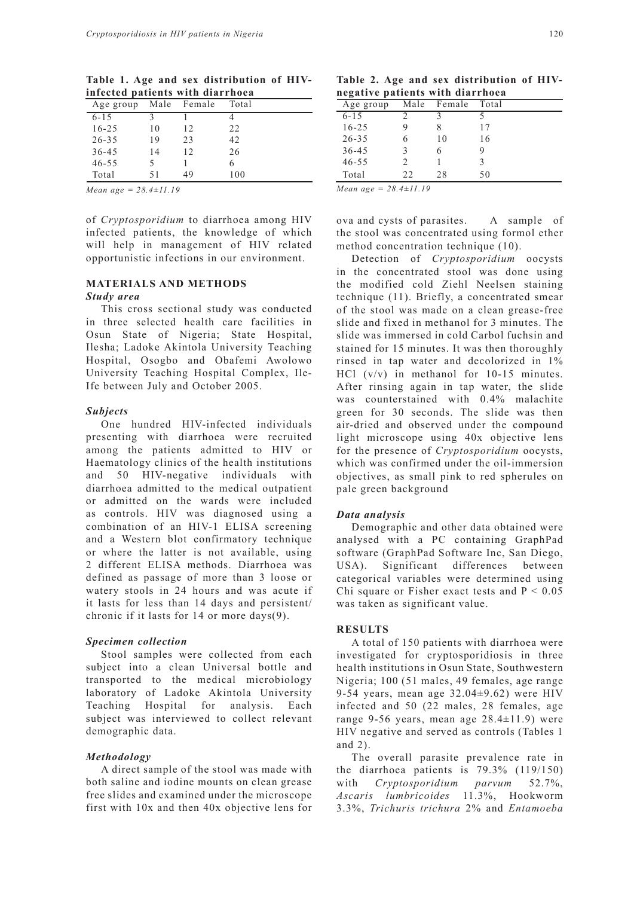**Table 1. Age and sex distribution of HIV-infected patients with diarrhoea**

| Age group | Male | Female | Total |
|---|---|---|---|
| 6-15 | 3 | 1 | 4 |
| 16-25 | 10 | 12 | 22 |
| 26-35 | 19 | 23 | 42 |
| 36-45 | 14 | 12 | 26 |
| 46-55 | 5 | 1 | 6 |
| Total | 51 | 49 | 100 |

*Mean age = 28.4±11.19*

**Table 2. Age and sex distribution of HIV-negative patients with diarrhoea**

| Age group | Male | Female | Total |
|---|---|---|---|
| 6-15 | 2 | 3 | 5 |
| 16-25 | 9 | 8 | 17 |
| 26-35 | 6 | 10 | 16 |
| 36-45 | 3 | 6 | 9 |
| 46-55 | 2 | 1 | 3 |
| Total | 22 | 28 | 50 |

*Mean age = 28.4±11.19*

of *Cryptosporidium* to diarrhoea among HIV infected patients, the knowledge of which will help in management of HIV related opportunistic infections in our environment.

## MATERIALS AND METHODS

### *Study area*

This cross sectional study was conducted in three selected health care facilities in Osun State of Nigeria; State Hospital, Ilesha; Ladoke Akintola University Teaching Hospital, Osogbo and Obafemi Awolowo University Teaching Hospital Complex, Ile-Ife between July and October 2005.

### *Subjects*

One hundred HIV-infected individuals presenting with diarrhoea were recruited among the patients admitted to HIV or Haematology clinics of the health institutions and 50 HIV-negative individuals with diarrhoea admitted to the medical outpatient or admitted on the wards were included as controls. HIV was diagnosed using a combination of an HIV-1 ELISA screening and a Western blot confirmatory technique or where the latter is not available, using 2 different ELISA methods. Diarrhoea was defined as passage of more than 3 loose or watery stools in 24 hours and was acute if it lasts for less than 14 days and persistent/chronic if it lasts for 14 or more days(9).

### *Specimen collection*

Stool samples were collected from each subject into a clean Universal bottle and transported to the medical microbiology laboratory of Ladoke Akintola University Teaching Hospital for analysis. Each subject was interviewed to collect relevant demographic data.

### *Methodology*

A direct sample of the stool was made with both saline and iodine mounts on clean grease free slides and examined under the microscope first with 10x and then 40x objective lens for ova and cysts of parasites. A sample of the stool was concentrated using formol ether method concentration technique (10).

Detection of *Cryptosporidium* oocysts in the concentrated stool was done using the modified cold Ziehl Neelsen staining technique (11). Briefly, a concentrated smear of the stool was made on a clean grease-free slide and fixed in methanol for 3 minutes. The slide was immersed in cold Carbol fuchsin and stained for 15 minutes. It was then thoroughly rinsed in tap water and decolorized in 1% HCl (v/v) in methanol for 10-15 minutes. After rinsing again in tap water, the slide was counterstained with 0.4% malachite green for 30 seconds. The slide was then air-dried and observed under the compound light microscope using 40x objective lens for the presence of *Cryptosporidium* oocysts, which was confirmed under the oil-immersion objectives, as small pink to red spherules on pale green background

### *Data analysis*

Demographic and other data obtained were analysed with a PC containing GraphPad software (GraphPad Software Inc, San Diego, USA). Significant differences between categorical variables were determined using Chi square or Fisher exact tests and $P < 0.05$ was taken as significant value.

## RESULTS

A total of 150 patients with diarrhoea were investigated for cryptosporidiosis in three health institutions in Osun State, Southwestern Nigeria; 100 (51 males, 49 females, age range 9-54 years, mean age 32.04±9.62) were HIV infected and 50 (22 males, 28 females, age range 9-56 years, mean age 28.4±11.9) were HIV negative and served as controls (Tables 1 and 2).

The overall parasite prevalence rate in the diarrhoea patients is 79.3% (119/150) with *Cryptosporidium parvum* 52.7%, *Ascaris lumbricoides* 11.3%, Hookworm 3.3%, *Trichuris trichura* 2% and *Entamoeba*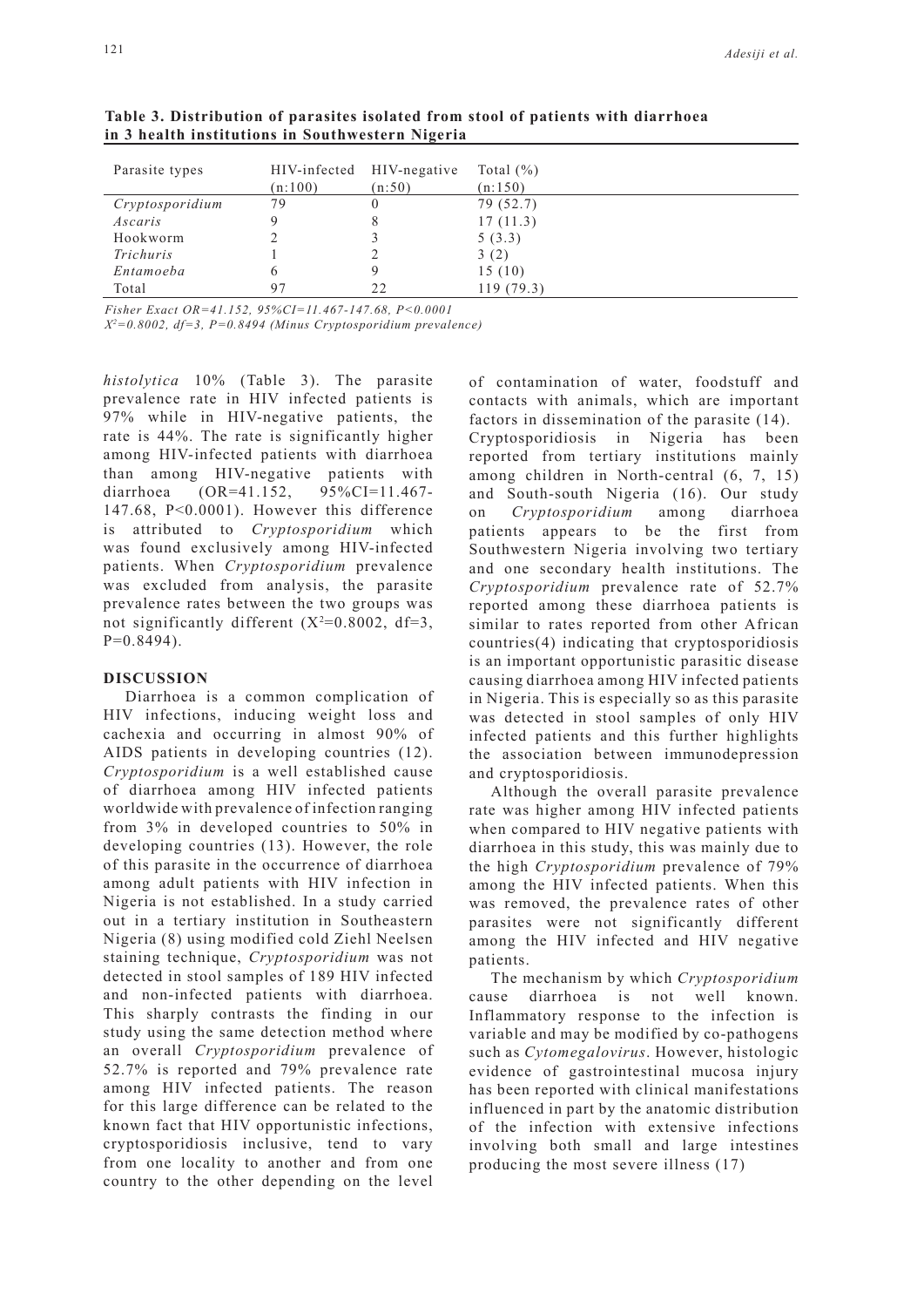**Table 3. Distribution of parasites isolated from stool of patients with diarrhoea in 3 health institutions in Southwestern Nigeria**

| Parasite types | HIV-infected (n:100) | HIV-negative (n:50) | Total (%) (n:150) |
|---|---|---|---|
| *Cryptosporidium* | 79 | 0 | 79 (52.7) |
| *Ascaris* | 9 | 8 | 17 (11.3) |
| Hookworm | 2 | 3 | 5 (3.3) |
| *Trichuris* | 1 | 2 | 3 (2) |
| *Entamoeba* | 6 | 9 | 15 (10) |
| Total | 97 | 22 | 119 (79.3) |

*Fisher Exact OR=41.152, 95%CI=11.467-147.68, P<0.0001*
*$X^2$=0.8002, df=3, P=0.8494 (Minus Cryptosporidium prevalence)*

*histolytica* 10% (Table 3). The parasite prevalence rate in HIV infected patients is 97% while in HIV-negative patients, the rate is 44%. The rate is significantly higher among HIV-infected patients with diarrhoea than among HIV-negative patients with diarrhoea (OR=41.152, 95%CI=11.467-147.68, P<0.0001). However this difference is attributed to *Cryptosporidium* which was found exclusively among HIV-infected patients. When *Cryptosporidium* prevalence was excluded from analysis, the parasite prevalence rates between the two groups was not significantly different ($X^2$=0.8002, df=3, P=0.8494).

## DISCUSSION

Diarrhoea is a common complication of HIV infections, inducing weight loss and cachexia and occurring in almost 90% of AIDS patients in developing countries (12). *Cryptosporidium* is a well established cause of diarrhoea among HIV infected patients worldwide with prevalence of infection ranging from 3% in developed countries to 50% in developing countries (13). However, the role of this parasite in the occurrence of diarrhoea among adult patients with HIV infection in Nigeria is not established. In a study carried out in a tertiary institution in Southeastern Nigeria (8) using modified cold Ziehl Neelsen staining technique, *Cryptosporidium* was not detected in stool samples of 189 HIV infected and non-infected patients with diarrhoea. This sharply contrasts the finding in our study using the same detection method where an overall *Cryptosporidium* prevalence of 52.7% is reported and 79% prevalence rate among HIV infected patients. The reason for this large difference can be related to the known fact that HIV opportunistic infections, cryptosporidiosis inclusive, tend to vary from one locality to another and from one country to the other depending on the level of contamination of water, foodstuff and contacts with animals, which are important factors in dissemination of the parasite (14).

Cryptosporidiosis in Nigeria has been reported from tertiary institutions mainly among children in North-central (6, 7, 15) and South-south Nigeria (16). Our study on *Cryptosporidium* among diarrhoea patients appears to be the first from Southwestern Nigeria involving two tertiary and one secondary health institutions. The *Cryptosporidium* prevalence rate of 52.7% reported among these diarrhoea patients is similar to rates reported from other African countries(4) indicating that cryptosporidiosis is an important opportunistic parasitic disease causing diarrhoea among HIV infected patients in Nigeria. This is especially so as this parasite was detected in stool samples of only HIV infected patients and this further highlights the association between immunodepression and cryptosporidiosis.

Although the overall parasite prevalence rate was higher among HIV infected patients when compared to HIV negative patients with diarrhoea in this study, this was mainly due to the high *Cryptosporidium* prevalence of 79% among the HIV infected patients. When this was removed, the prevalence rates of other parasites were not significantly different among the HIV infected and HIV negative patients.

The mechanism by which *Cryptosporidium* cause diarrhoea is not well known. Inflammatory response to the infection is variable and may be modified by co-pathogens such as *Cytomegalovirus*. However, histologic evidence of gastrointestinal mucosa injury has been reported with clinical manifestations influenced in part by the anatomic distribution of the infection with extensive infections involving both small and large intestines producing the most severe illness (17)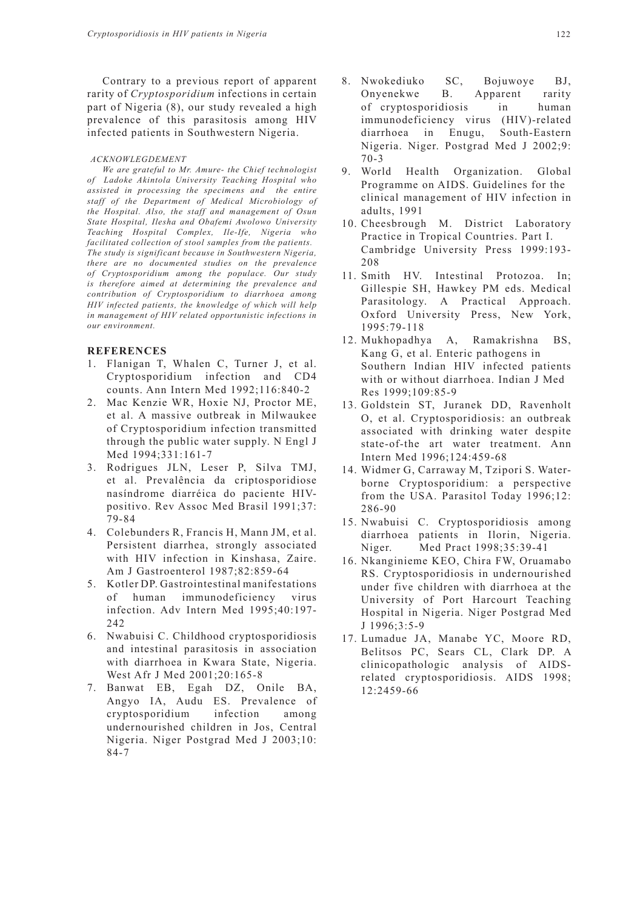Contrary to a previous report of apparent rarity of *Cryptosporidium* infections in certain part of Nigeria (8), our study revealed a high prevalence of this parasitosis among HIV infected patients in Southwestern Nigeria.

*ACKNOWLEGDEMENT*

*We are grateful to Mr. Amure- the Chief technologist of Ladoke Akintola University Teaching Hospital who assisted in processing the specimens and the entire staff of the Department of Medical Microbiology of the Hospital. Also, the staff and management of Osun State Hospital, Ilesha and Obafemi Awolowo University Teaching Hospital Complex, Ile-Ife, Nigeria who facilitated collection of stool samples from the patients. The study is significant because in Southwestern Nigeria, there are no documented studies on the prevalence of Cryptosporidium among the populace. Our study is therefore aimed at determining the prevalence and contribution of Cryptosporidium to diarrhoea among HIV infected patients, the knowledge of which will help in management of HIV related opportunistic infections in our environment.*

## REFERENCES

1. Flanigan T, Whalen C, Turner J, et al. Cryptosporidium infection and CD4 counts. Ann Intern Med 1992;116:840-2
2. Mac Kenzie WR, Hoxie NJ, Proctor ME, et al. A massive outbreak in Milwaukee of Cryptosporidium infection transmitted through the public water supply. N Engl J Med 1994;331:161-7
3. Rodrigues JLN, Leser P, Silva TMJ, et al. Prevalência da criptosporidiose nasíndrome diarréica do paciente HIV-positivo. Rev Assoc Med Brasil 1991;37: 79-84
4. Colebunders R, Francis H, Mann JM, et al. Persistent diarrhea, strongly associated with HIV infection in Kinshasa, Zaire. Am J Gastroenterol 1987;82:859-64
5. Kotler DP. Gastrointestinal manifestations of human immunodeficiency virus infection. Adv Intern Med 1995;40:197-242
6. Nwabuisi C. Childhood cryptosporidiosis and intestinal parasitosis in association with diarrhoea in Kwara State, Nigeria. West Afr J Med 2001;20:165-8
7. Banwat EB, Egah DZ, Onile BA, Angyo IA, Audu ES. Prevalence of cryptosporidium infection among undernourished children in Jos, Central Nigeria. Niger Postgrad Med J 2003;10: 84-7
8. Nwokediuko SC, Bojuwoye BJ, Onyenekwe B. Apparent rarity of cryptosporidiosis in human immunodeficiency virus (HIV)-related diarrhoea in Enugu, South-Eastern Nigeria. Niger. Postgrad Med J 2002;9: 70-3
9. World Health Organization. Global Programme on AIDS. Guidelines for the clinical management of HIV infection in adults, 1991
10. Cheesbrough M. District Laboratory Practice in Tropical Countries. Part I. Cambridge University Press 1999:193-208
11. Smith HV. Intestinal Protozoa. In; Gillespie SH, Hawkey PM eds. Medical Parasitology. A Practical Approach. Oxford University Press, New York, 1995:79-118
12. Mukhopadhya A, Ramakrishna BS, Kang G, et al. Enteric pathogens in Southern Indian HIV infected patients with or without diarrhoea. Indian J Med Res 1999;109:85-9
13. Goldstein ST, Juranek DD, Ravenholt O, et al. Cryptosporidiosis: an outbreak associated with drinking water despite state-of-the art water treatment. Ann Intern Med 1996;124:459-68
14. Widmer G, Carraway M, Tzipori S. Water-borne Cryptosporidium: a perspective from the USA. Parasitol Today 1996;12: 286-90
15. Nwabuisi C. Cryptosporidiosis among diarrhoea patients in Ilorin, Nigeria. Niger. Med Pract 1998;35:39-41
16. Nkanginieme KEO, Chira FW, Oruamabo RS. Cryptosporidiosis in undernourished under five children with diarrhoea at the University of Port Harcourt Teaching Hospital in Nigeria. Niger Postgrad Med J 1996;3:5-9
17. Lumadue JA, Manabe YC, Moore RD, Belitsos PC, Sears CL, Clark DP. A clinicopathologic analysis of AIDS-related cryptosporidiosis. AIDS 1998; 12:2459-66